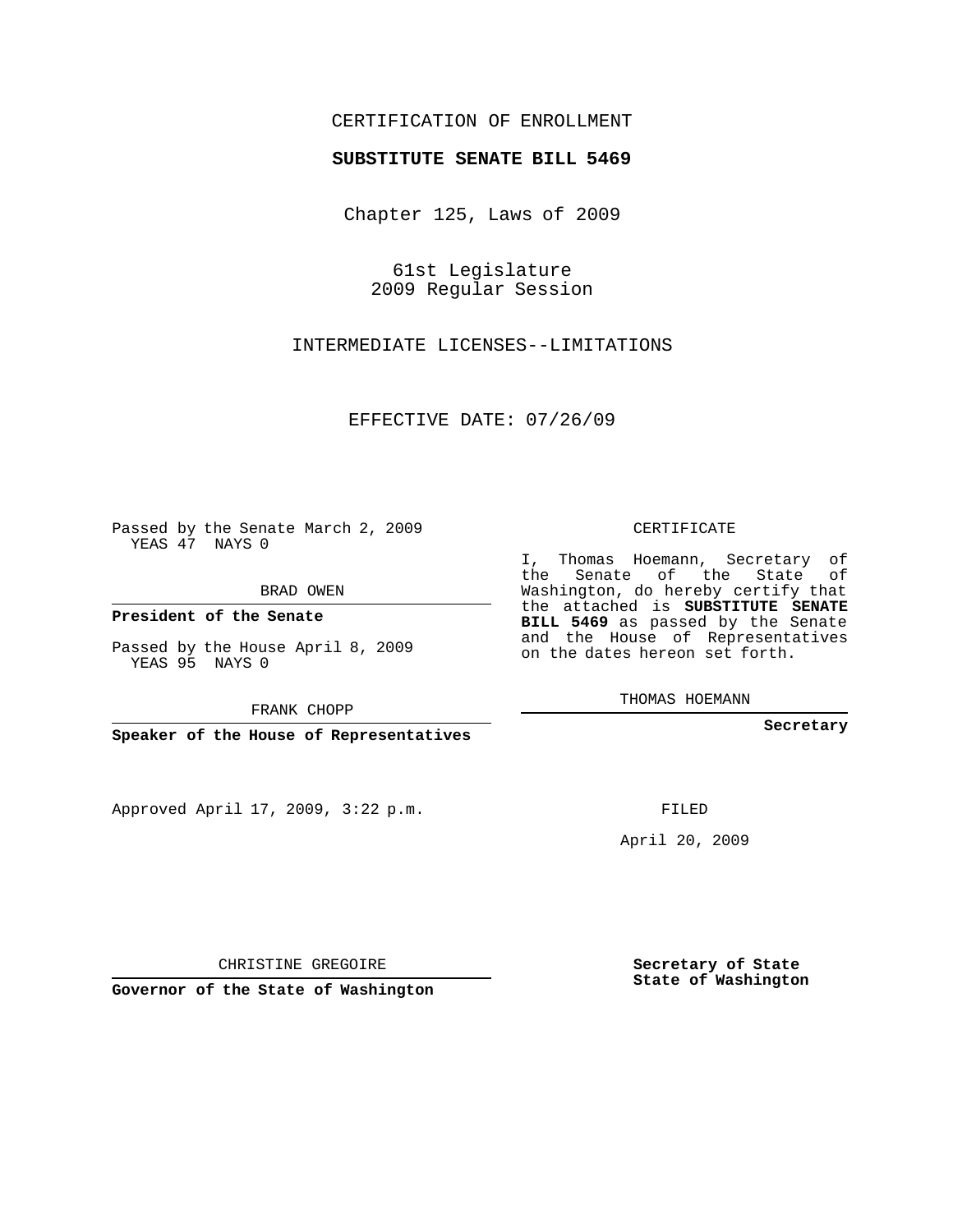CERTIFICATION OF ENROLLMENT

**SUBSTITUTE SENATE BILL 5469**

Chapter 125, Laws of 2009

61st Legislature
2009 Regular Session

INTERMEDIATE LICENSES--LIMITATIONS

EFFECTIVE DATE: 07/26/09

Passed by the Senate March 2, 2009
YEAS 47 NAYS 0

BRAD OWEN

**President of the Senate**

Passed by the House April 8, 2009
YEAS 95 NAYS 0

FRANK CHOPP

**Speaker of the House of Representatives**

Approved April 17, 2009, 3:22 p.m.

CHRISTINE GREGOIRE

**Governor of the State of Washington**

CERTIFICATE

I, Thomas Hoemann, Secretary of the Senate of the State of Washington, do hereby certify that the attached is **SUBSTITUTE SENATE BILL 5469** as passed by the Senate and the House of Representatives on the dates hereon set forth.

THOMAS HOEMANN

**Secretary**

FILED

April 20, 2009

**Secretary of State**
**State of Washington**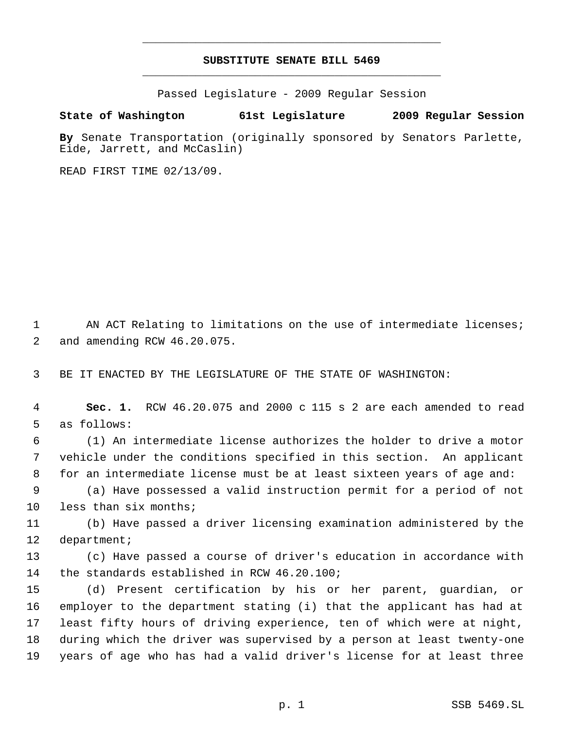# SUBSTITUTE SENATE BILL 5469

Passed Legislature - 2009 Regular Session

**State of Washington 61st Legislature 2009 Regular Session**

**By** Senate Transportation (originally sponsored by Senators Parlette, Eide, Jarrett, and McCaslin)

READ FIRST TIME 02/13/09.

AN ACT Relating to limitations on the use of intermediate licenses; and amending RCW 46.20.075.

BE IT ENACTED BY THE LEGISLATURE OF THE STATE OF WASHINGTON:

**Sec. 1.** RCW 46.20.075 and 2000 c 115 s 2 are each amended to read as follows:

(1) An intermediate license authorizes the holder to drive a motor vehicle under the conditions specified in this section. An applicant for an intermediate license must be at least sixteen years of age and:

(a) Have possessed a valid instruction permit for a period of not less than six months;

(b) Have passed a driver licensing examination administered by the department;

(c) Have passed a course of driver's education in accordance with the standards established in RCW 46.20.100;

(d) Present certification by his or her parent, guardian, or employer to the department stating (i) that the applicant has had at least fifty hours of driving experience, ten of which were at night, during which the driver was supervised by a person at least twenty-one years of age who has had a valid driver's license for at least three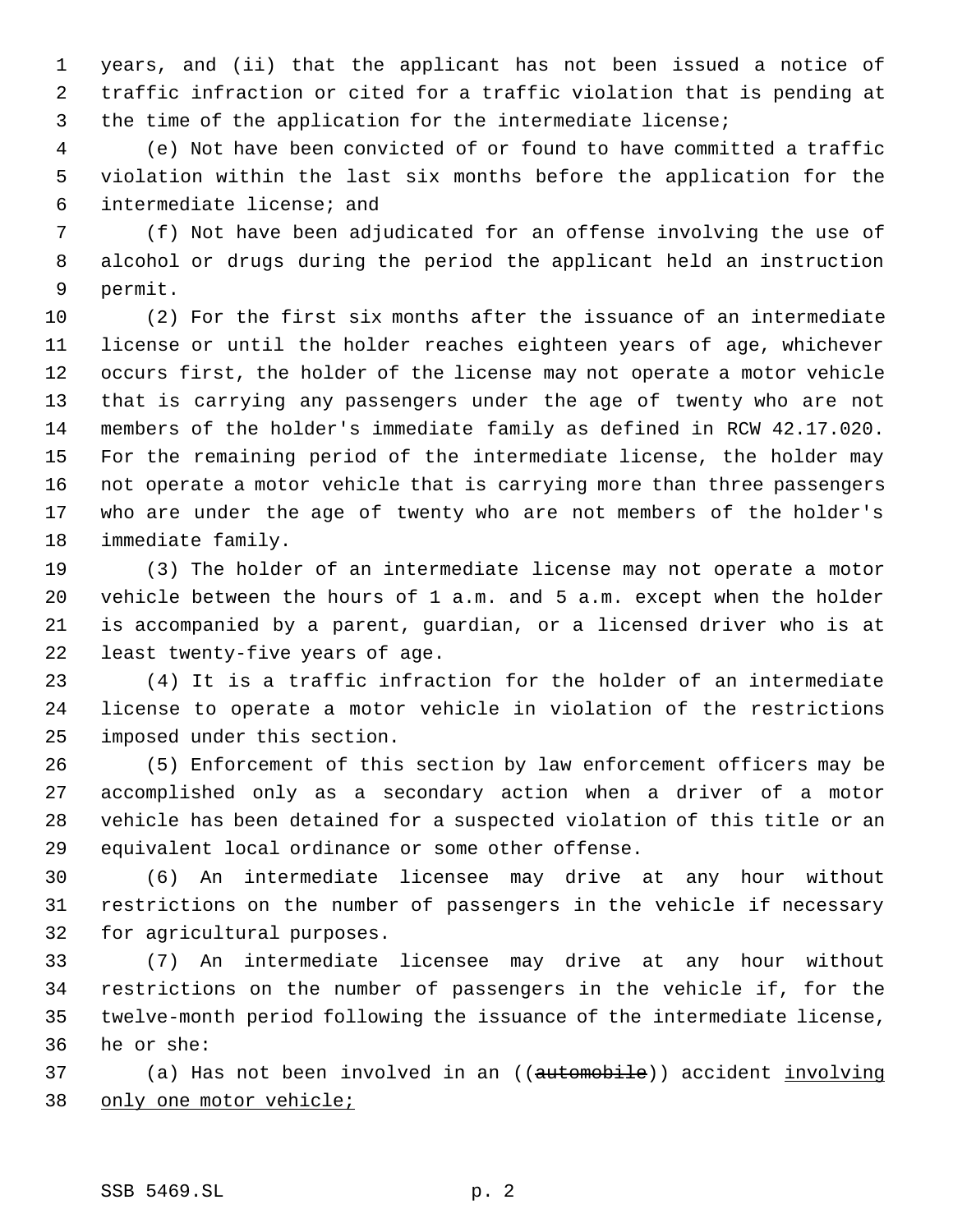years, and (ii) that the applicant has not been issued a notice of traffic infraction or cited for a traffic violation that is pending at the time of the application for the intermediate license;

(e) Not have been convicted of or found to have committed a traffic violation within the last six months before the application for the intermediate license; and

(f) Not have been adjudicated for an offense involving the use of alcohol or drugs during the period the applicant held an instruction permit.

(2) For the first six months after the issuance of an intermediate license or until the holder reaches eighteen years of age, whichever occurs first, the holder of the license may not operate a motor vehicle that is carrying any passengers under the age of twenty who are not members of the holder's immediate family as defined in RCW 42.17.020. For the remaining period of the intermediate license, the holder may not operate a motor vehicle that is carrying more than three passengers who are under the age of twenty who are not members of the holder's immediate family.

(3) The holder of an intermediate license may not operate a motor vehicle between the hours of 1 a.m. and 5 a.m. except when the holder is accompanied by a parent, guardian, or a licensed driver who is at least twenty-five years of age.

(4) It is a traffic infraction for the holder of an intermediate license to operate a motor vehicle in violation of the restrictions imposed under this section.

(5) Enforcement of this section by law enforcement officers may be accomplished only as a secondary action when a driver of a motor vehicle has been detained for a suspected violation of this title or an equivalent local ordinance or some other offense.

(6) An intermediate licensee may drive at any hour without restrictions on the number of passengers in the vehicle if necessary for agricultural purposes.

(7) An intermediate licensee may drive at any hour without restrictions on the number of passengers in the vehicle if, for the twelve-month period following the issuance of the intermediate license, he or she:

(a) Has not been involved in an ((~~automobile~~)) accident involving only one motor vehicle;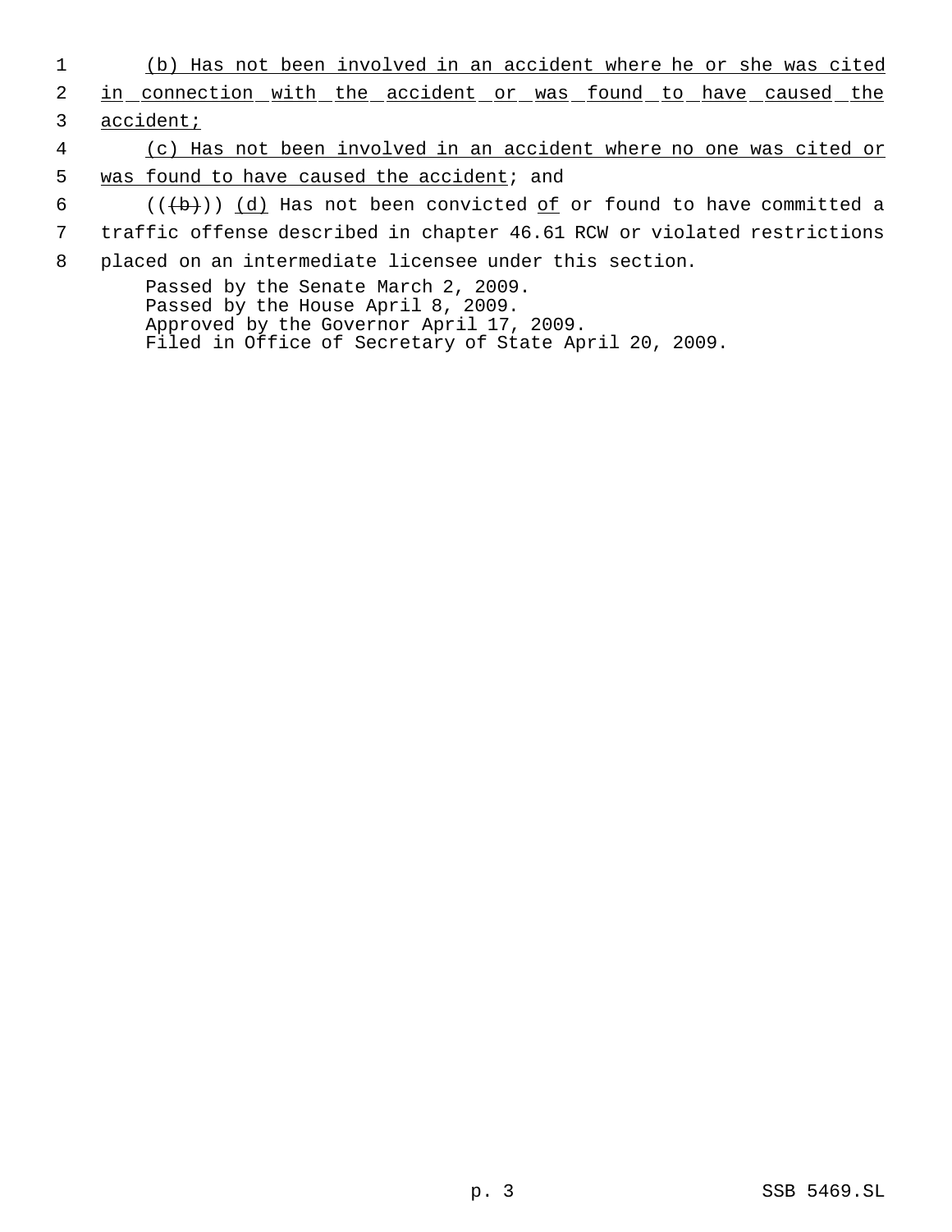(b) Has not been involved in an accident where he or she was cited in connection with the accident or was found to have caused the accident;

(c) Has not been involved in an accident where no one was cited or was found to have caused the accident; and

(((b))) (d) Has not been convicted of or found to have committed a traffic offense described in chapter 46.61 RCW or violated restrictions placed on an intermediate licensee under this section.

Passed by the Senate March 2, 2009.
Passed by the House April 8, 2009.
Approved by the Governor April 17, 2009.
Filed in Office of Secretary of State April 20, 2009.